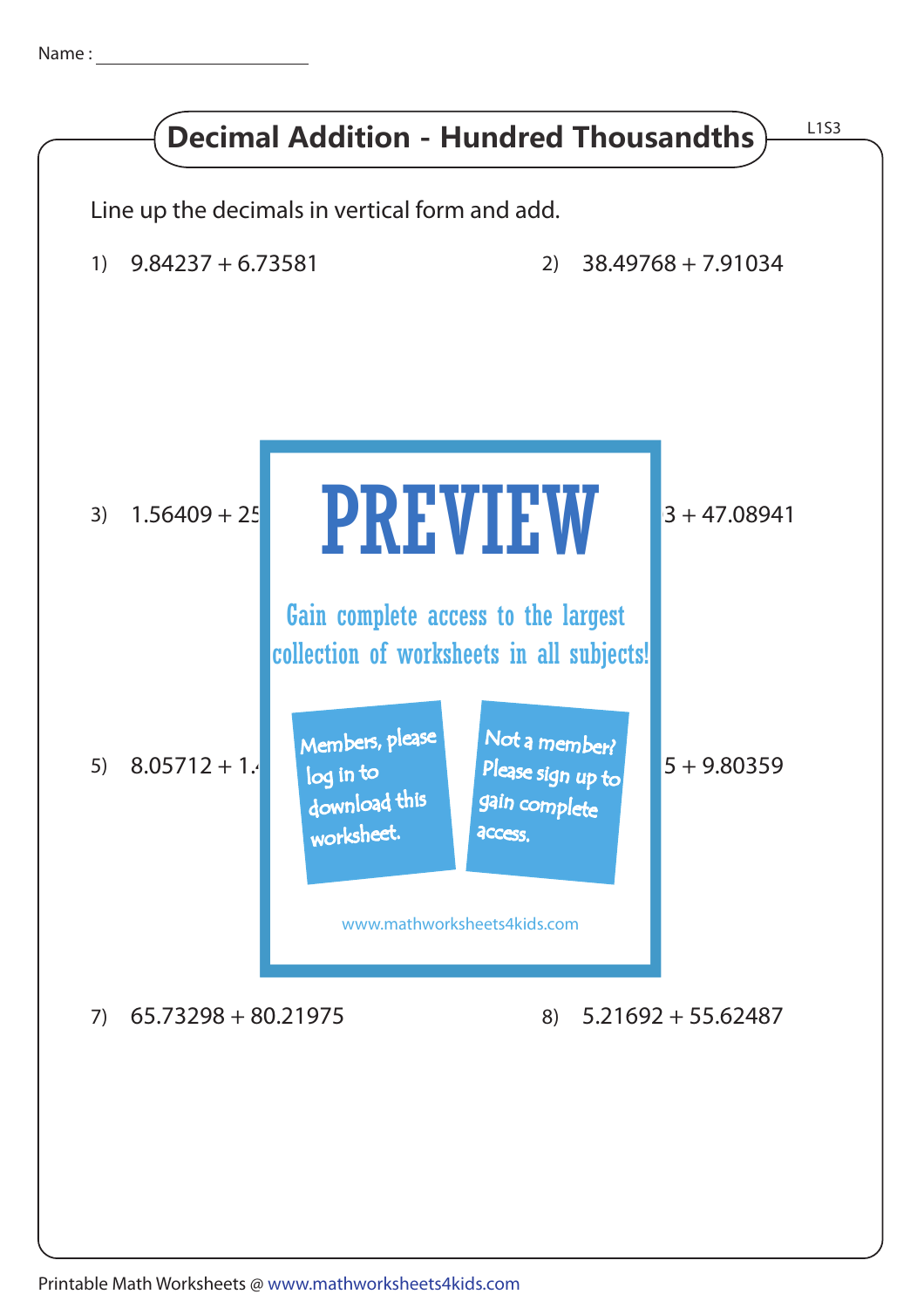Name : ______________________

# Decimal Addition - Hundred Thousandths

L1S3

Line up the decimals in vertical form and add.

1) 9.84237 + 6.73581

2) 38.49768 + 7.91034

3) 1.56409 + 25

3 + 47.08941

PREVIEW

Gain complete access to the largest collection of worksheets in all subjects!

Members, please log in to download this worksheet.

Not a member? Please sign up to gain complete access.

www.mathworksheets4kids.com

5) 8.05712 + 1.

5 + 9.80359

7) 65.73298 + 80.21975

8) 5.21692 + 55.62487

Printable Math Worksheets @ www.mathworksheets4kids.com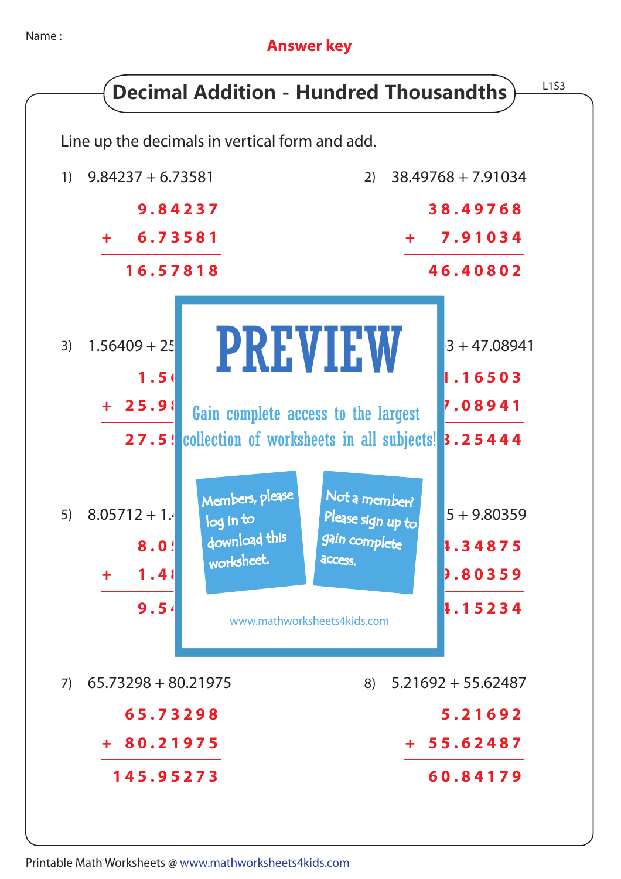Name : ______________________

**Answer key**

# Decimal Addition - Hundred Thousandths

L1S3

Line up the decimals in vertical form and add.

1) 9.84237 + 6.73581

```
   9.84237
+  6.73581
----------
  16.57818
```

2) 38.49768 + 7.91034

```
  38.49768
+  7.91034
----------
  46.40802
```

3) 1.56409 + 25

```
   1.5
+ 25.9
----------
  27.5
```

4) 3 + 47.08941

```
   .16503
   .08941
----------
   .25444
```

PREVIEW

Gain complete access to the largest collection of worksheets in all subjects!

Members, please log in to download this worksheet.

Not a member? Please sign up to gain complete access.

www.mathworksheets4kids.com

5) 8.05712 + 1.

```
   8.0
+  1.4
----------
   9.5
```

6) 5 + 9.80359

```
   .34875
   .80359
----------
   .15234
```

7) 65.73298 + 80.21975

```
   65.73298
+  80.21975
-----------
  145.95273
```

8) 5.21692 + 55.62487

```
   5.21692
+ 55.62487
----------
  60.84179
```

Printable Math Worksheets @ www.mathworksheets4kids.com